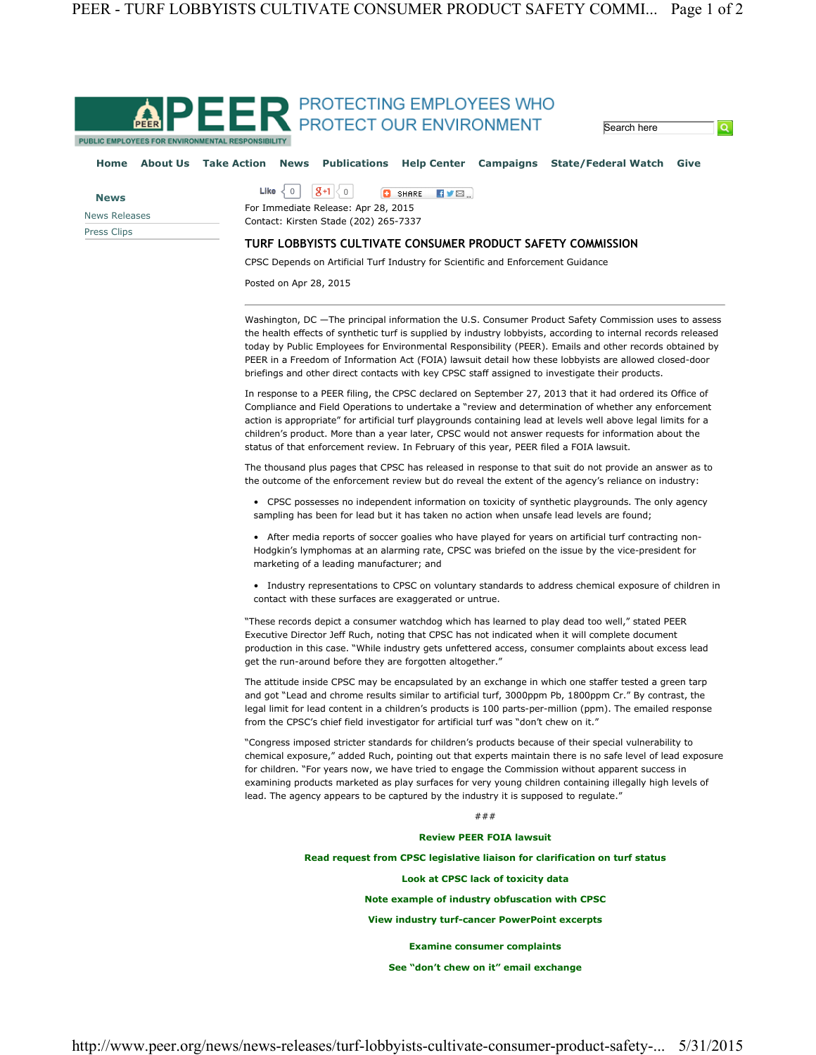PEER PROTECTING EMPLOYEES WHO PROTECT OUR ENVIRONMENT

PUBLIC EMPLOYEES FOR ENVIRONMENTAL RESPONSIBILITY

Home About Us Take Action News Publications Help Center Campaigns State/Federal Watch Give

**News**

News Releases

Press Clips

For Immediate Release: Apr 28, 2015
Contact: Kirsten Stade (202) 265-7337

## TURF LOBBYISTS CULTIVATE CONSUMER PRODUCT SAFETY COMMISSION

CPSC Depends on Artificial Turf Industry for Scientific and Enforcement Guidance

Posted on Apr 28, 2015

---

Washington, DC —The principal information the U.S. Consumer Product Safety Commission uses to assess the health effects of synthetic turf is supplied by industry lobbyists, according to internal records released today by Public Employees for Environmental Responsibility (PEER). Emails and other records obtained by PEER in a Freedom of Information Act (FOIA) lawsuit detail how these lobbyists are allowed closed-door briefings and other direct contacts with key CPSC staff assigned to investigate their products.

In response to a PEER filing, the CPSC declared on September 27, 2013 that it had ordered its Office of Compliance and Field Operations to undertake a "review and determination of whether any enforcement action is appropriate" for artificial turf playgrounds containing lead at levels well above legal limits for a children's product. More than a year later, CPSC would not answer requests for information about the status of that enforcement review. In February of this year, PEER filed a FOIA lawsuit.

The thousand plus pages that CPSC has released in response to that suit do not provide an answer as to the outcome of the enforcement review but do reveal the extent of the agency's reliance on industry:

- CPSC possesses no independent information on toxicity of synthetic playgrounds. The only agency sampling has been for lead but it has taken no action when unsafe lead levels are found;
- After media reports of soccer goalies who have played for years on artificial turf contracting non-Hodgkin's lymphomas at an alarming rate, CPSC was briefed on the issue by the vice-president for marketing of a leading manufacturer; and
- Industry representations to CPSC on voluntary standards to address chemical exposure of children in contact with these surfaces are exaggerated or untrue.

"These records depict a consumer watchdog which has learned to play dead too well," stated PEER Executive Director Jeff Ruch, noting that CPSC has not indicated when it will complete document production in this case. "While industry gets unfettered access, consumer complaints about excess lead get the run-around before they are forgotten altogether."

The attitude inside CPSC may be encapsulated by an exchange in which one staffer tested a green tarp and got "Lead and chrome results similar to artificial turf, 3000ppm Pb, 1800ppm Cr." By contrast, the legal limit for lead content in a children's products is 100 parts-per-million (ppm). The emailed response from the CPSC's chief field investigator for artificial turf was "don't chew on it."

"Congress imposed stricter standards for children's products because of their special vulnerability to chemical exposure," added Ruch, pointing out that experts maintain there is no safe level of lead exposure for children. "For years now, we have tried to engage the Commission without apparent success in examining products marketed as play surfaces for very young children containing illegally high levels of lead. The agency appears to be captured by the industry it is supposed to regulate."

###

**Review PEER FOIA lawsuit**

**Read request from CPSC legislative liaison for clarification on turf status**

**Look at CPSC lack of toxicity data**

**Note example of industry obfuscation with CPSC**

**View industry turf-cancer PowerPoint excerpts**

**Examine consumer complaints**

**See "don't chew on it" email exchange**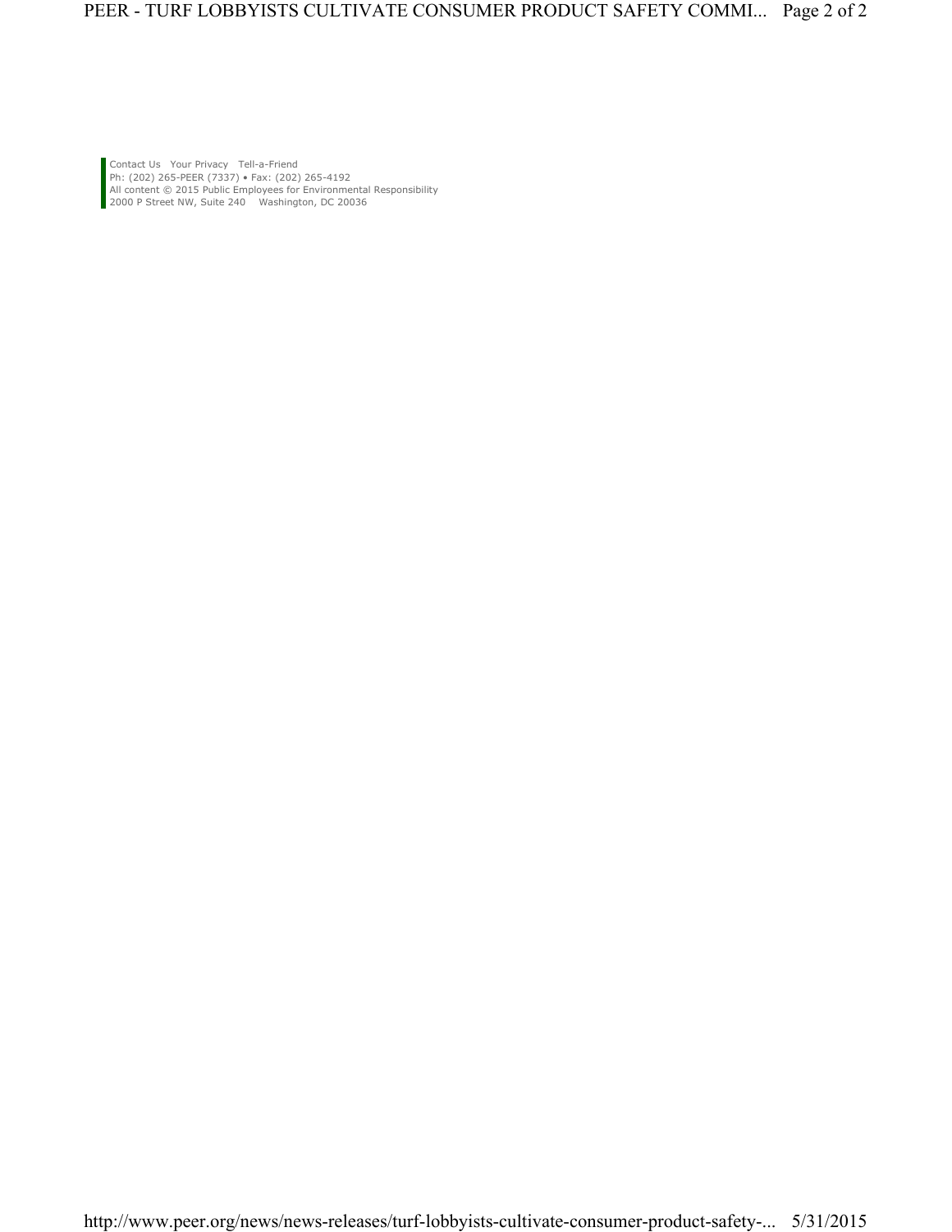Contact Us Your Privacy Tell-a-Friend
Ph: (202) 265-PEER (7337) • Fax: (202) 265-4192
All content © 2015 Public Employees for Environmental Responsibility
2000 P Street NW, Suite 240 Washington, DC 20036